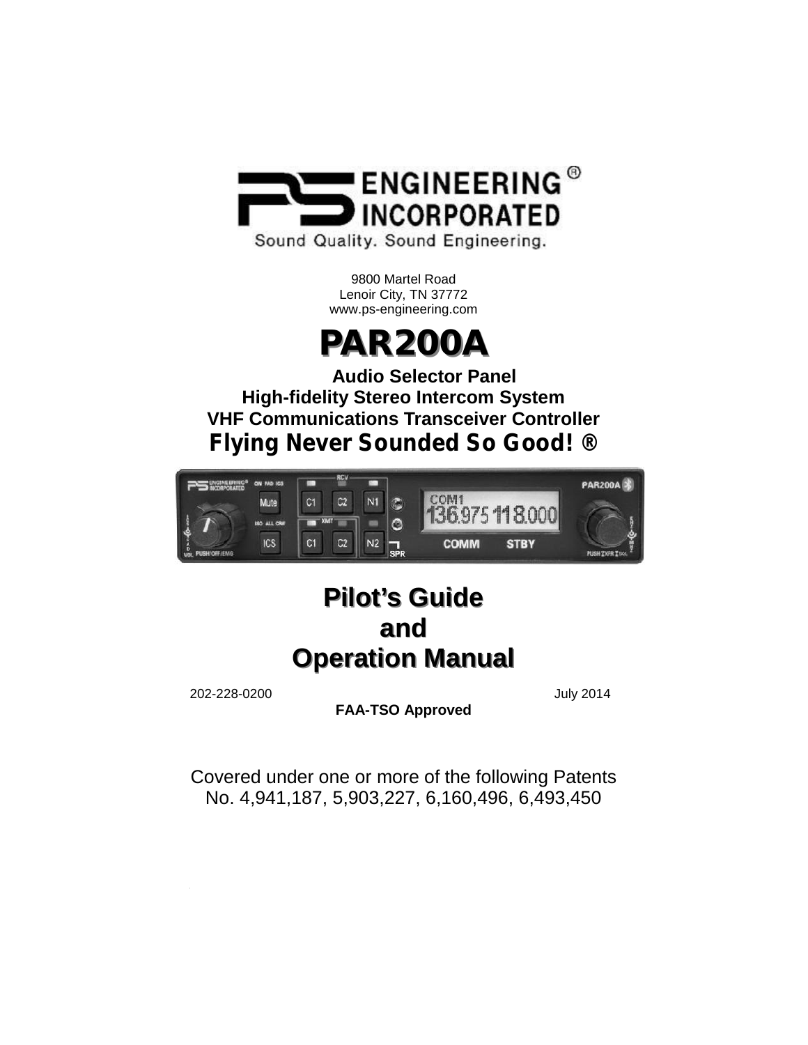PS ENGINEERING INCORPORATED

Sound Quality. Sound Engineering.

9800 Martel Road
Lenoir City, TN 37772
www.ps-engineering.com

# PAR200A

**Audio Selector Panel**
**High-fidelity Stereo Intercom System**
**VHF Communications Transceiver Controller**
**Flying Never Sounded So Good! ®**

# Pilot's Guide and Operation Manual

202-228-0200 July 2014

**FAA-TSO Approved**

Covered under one or more of the following Patents
No. 4,941,187, 5,903,227, 6,160,496, 6,493,450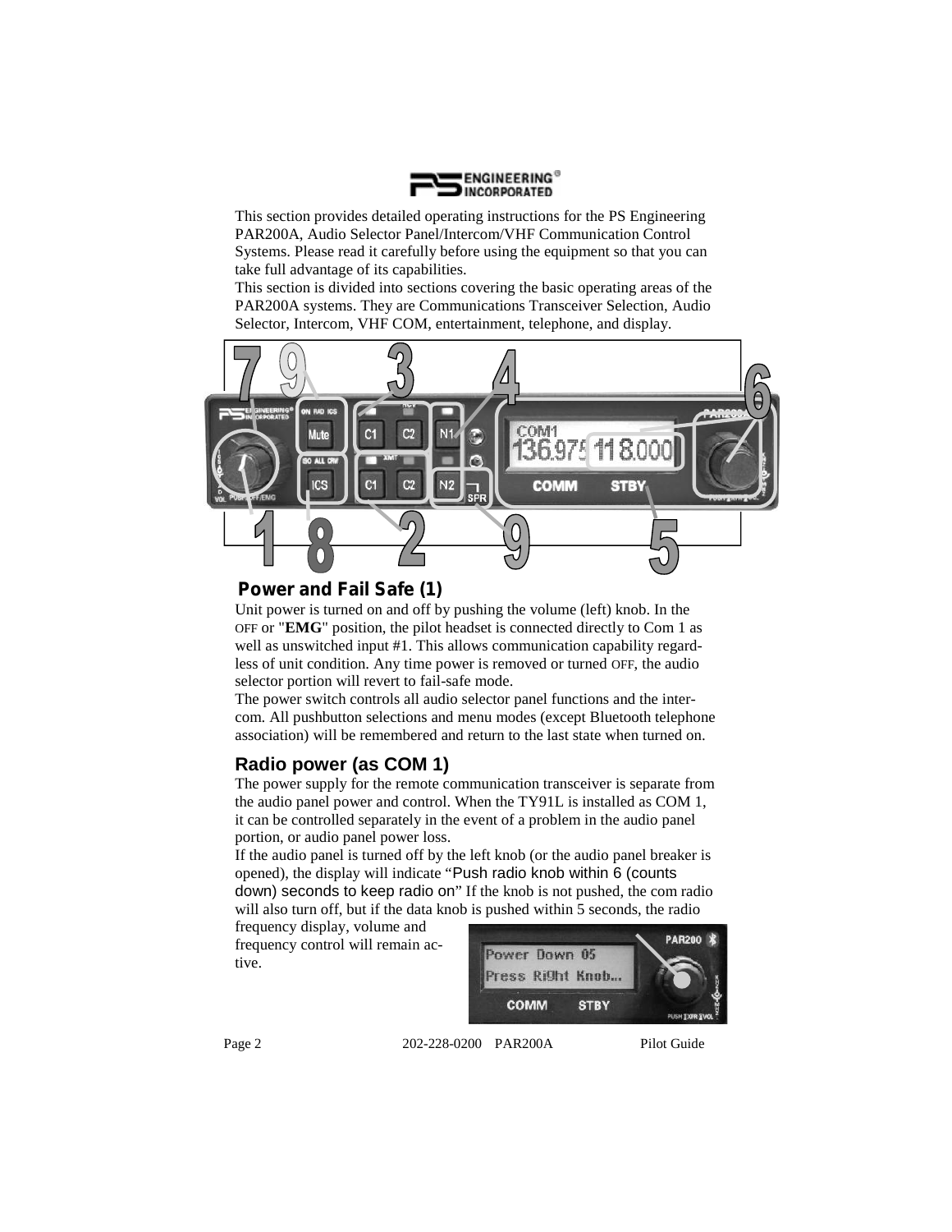This section provides detailed operating instructions for the PS Engineering PAR200A, Audio Selector Panel/Intercom/VHF Communication Control Systems. Please read it carefully before using the equipment so that you can take full advantage of its capabilities.

This section is divided into sections covering the basic operating areas of the PAR200A systems. They are Communications Transceiver Selection, Audio Selector, Intercom, VHF COM, entertainment, telephone, and display.

## Power and Fail Safe (1)

Unit power is turned on and off by pushing the volume (left) knob. In the OFF or "**EMG**" position, the pilot headset is connected directly to Com 1 as well as unswitched input #1. This allows communication capability regardless of unit condition. Any time power is removed or turned OFF, the audio selector portion will revert to fail-safe mode.

The power switch controls all audio selector panel functions and the intercom. All pushbutton selections and menu modes (except Bluetooth telephone association) will be remembered and return to the last state when turned on.

## Radio power (as COM 1)

The power supply for the remote communication transceiver is separate from the audio panel power and control. When the TY91L is installed as COM 1, it can be controlled separately in the event of a problem in the audio panel portion, or audio panel power loss.

If the audio panel is turned off by the left knob (or the audio panel breaker is opened), the display will indicate "Push radio knob within 6 (counts down) seconds to keep radio on" If the knob is not pushed, the com radio will also turn off, but if the data knob is pushed within 5 seconds, the radio frequency display, volume and frequency control will remain active.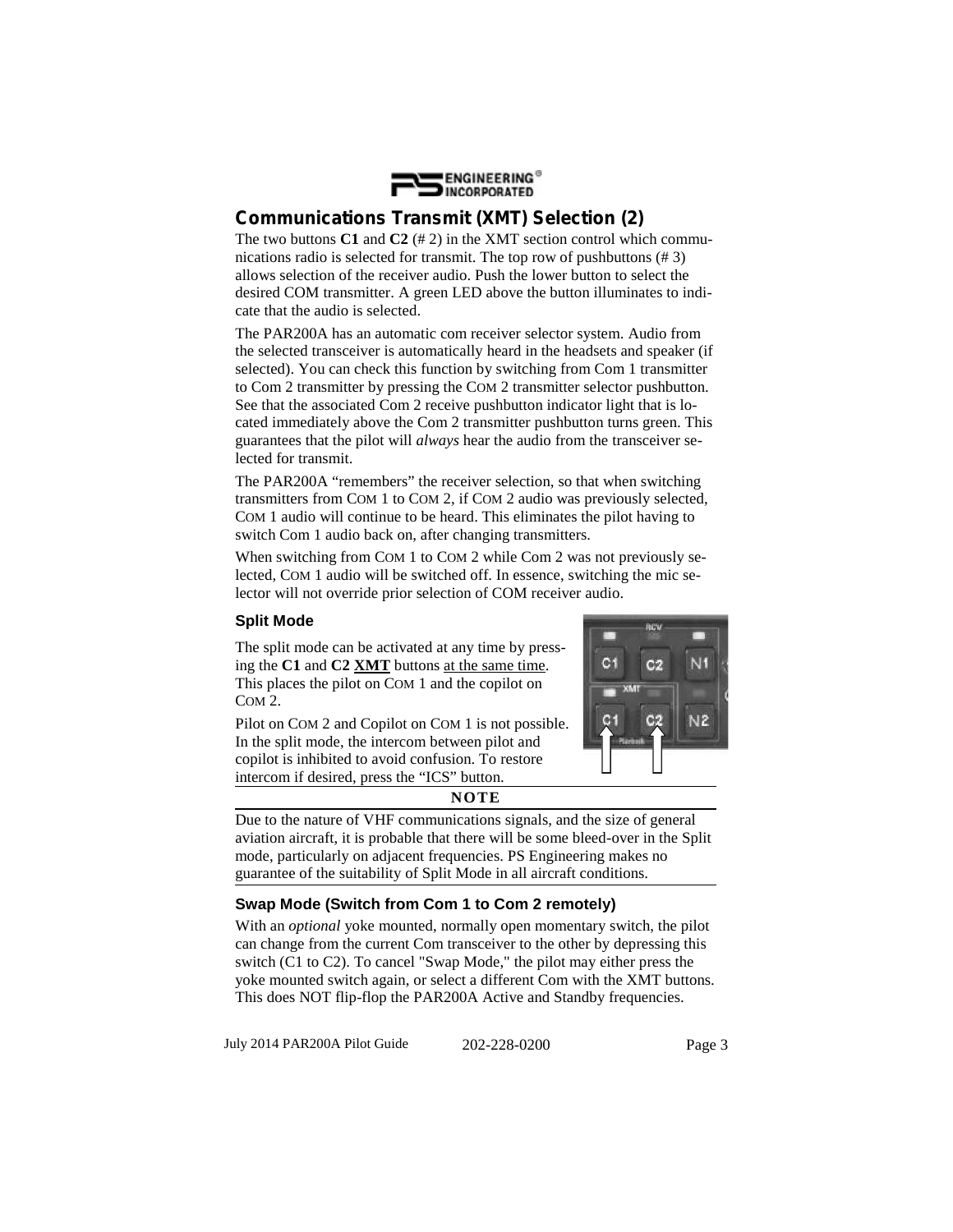## Communications Transmit (XMT) Selection (2)

The two buttons **C1** and **C2** (# 2) in the XMT section control which communications radio is selected for transmit. The top row of pushbuttons (# 3) allows selection of the receiver audio. Push the lower button to select the desired COM transmitter. A green LED above the button illuminates to indicate that the audio is selected.

The PAR200A has an automatic com receiver selector system. Audio from the selected transceiver is automatically heard in the headsets and speaker (if selected). You can check this function by switching from Com 1 transmitter to Com 2 transmitter by pressing the COM 2 transmitter selector pushbutton. See that the associated Com 2 receive pushbutton indicator light that is located immediately above the Com 2 transmitter pushbutton turns green. This guarantees that the pilot will *always* hear the audio from the transceiver selected for transmit.

The PAR200A "remembers" the receiver selection, so that when switching transmitters from COM 1 to COM 2, if COM 2 audio was previously selected, COM 1 audio will continue to be heard. This eliminates the pilot having to switch Com 1 audio back on, after changing transmitters.

When switching from COM 1 to COM 2 while Com 2 was not previously selected, COM 1 audio will be switched off. In essence, switching the mic selector will not override prior selection of COM receiver audio.

### Split Mode

The split mode can be activated at any time by pressing the **C1** and **C2 XMT** buttons at the same time. This places the pilot on COM 1 and the copilot on COM 2.

Pilot on COM 2 and Copilot on COM 1 is not possible. In the split mode, the intercom between pilot and copilot is inhibited to avoid confusion. To restore intercom if desired, press the "ICS" button.

---

**NOTE**

Due to the nature of VHF communications signals, and the size of general aviation aircraft, it is probable that there will be some bleed-over in the Split mode, particularly on adjacent frequencies. PS Engineering makes no guarantee of the suitability of Split Mode in all aircraft conditions.

---

### Swap Mode (Switch from Com 1 to Com 2 remotely)

With an *optional* yoke mounted, normally open momentary switch, the pilot can change from the current Com transceiver to the other by depressing this switch (C1 to C2). To cancel "Swap Mode," the pilot may either press the yoke mounted switch again, or select a different Com with the XMT buttons. This does NOT flip-flop the PAR200A Active and Standby frequencies.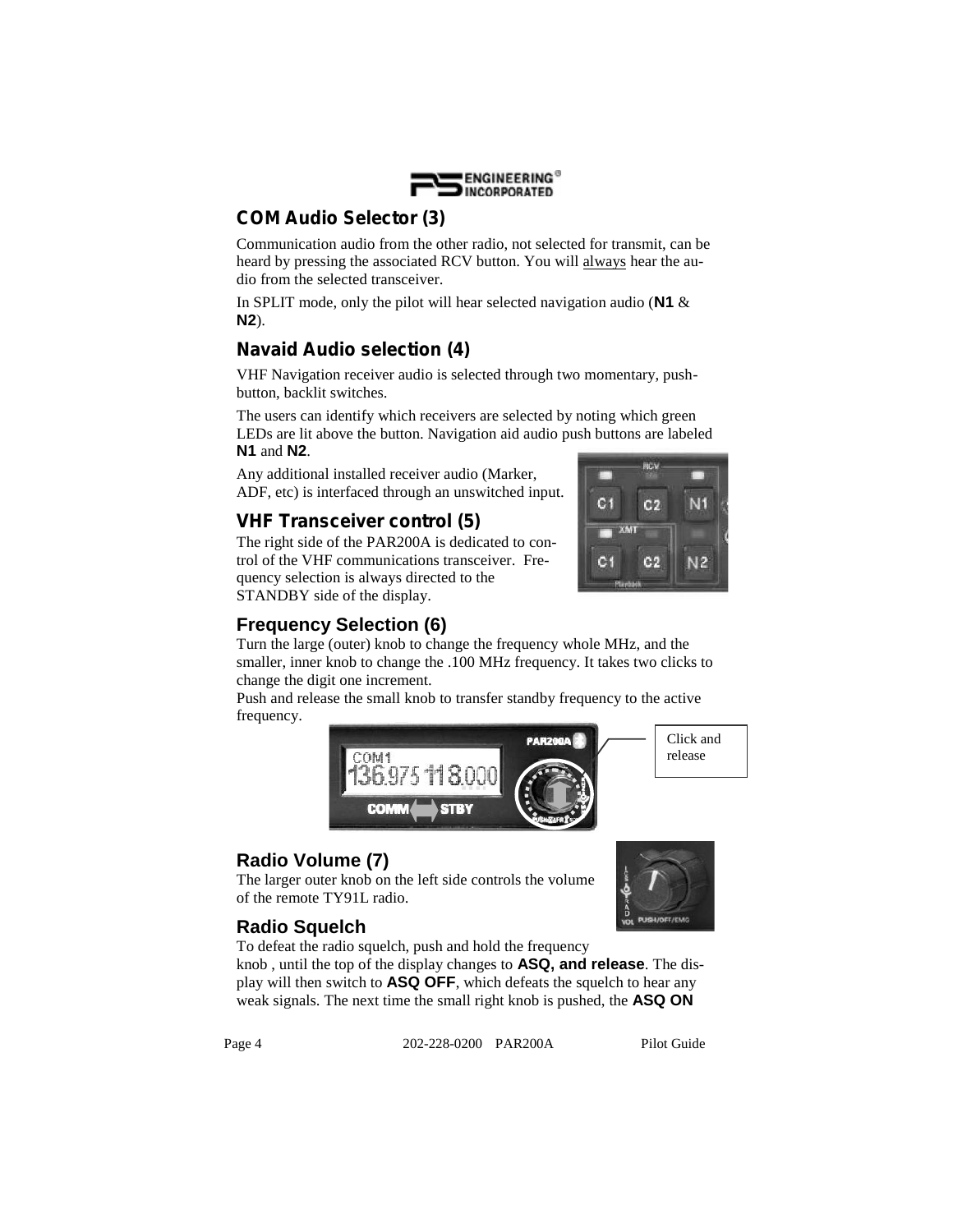## COM Audio Selector (3)

Communication audio from the other radio, not selected for transmit, can be heard by pressing the associated RCV button. You will always hear the audio from the selected transceiver.

In SPLIT mode, only the pilot will hear selected navigation audio (**N1** & **N2**).

## Navaid Audio selection (4)

VHF Navigation receiver audio is selected through two momentary, push-button, backlit switches.

The users can identify which receivers are selected by noting which green LEDs are lit above the button. Navigation aid audio push buttons are labeled **N1** and **N2**.

Any additional installed receiver audio (Marker, ADF, etc) is interfaced through an unswitched input.

## VHF Transceiver control (5)

The right side of the PAR200A is dedicated to control of the VHF communications transceiver. Frequency selection is always directed to the STANDBY side of the display.

## Frequency Selection (6)

Turn the large (outer) knob to change the frequency whole MHz, and the smaller, inner knob to change the .100 MHz frequency. It takes two clicks to change the digit one increment.

Push and release the small knob to transfer standby frequency to the active frequency.

Click and release

## Radio Volume (7)

The larger outer knob on the left side controls the volume of the remote TY91L radio.

## Radio Squelch

To defeat the radio squelch, push and hold the frequency knob , until the top of the display changes to **ASQ, and release**. The display will then switch to **ASQ OFF**, which defeats the squelch to hear any weak signals. The next time the small right knob is pushed, the **ASQ ON**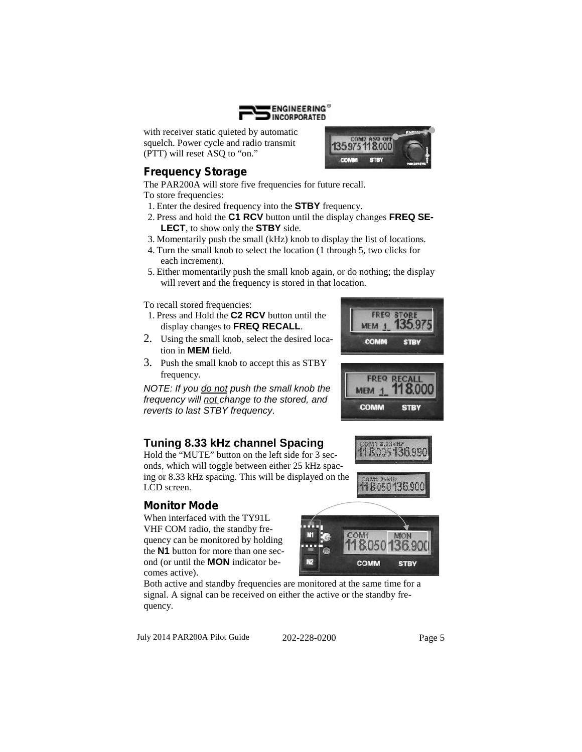with receiver static quieted by automatic squelch. Power cycle and radio transmit (PTT) will reset ASQ to "on."

## Frequency Storage

The PAR200A will store five frequencies for future recall.

To store frequencies:

1. Enter the desired frequency into the **STBY** frequency.
2. Press and hold the **C1 RCV** button until the display changes **FREQ SELECT**, to show only the **STBY** side.
3. Momentarily push the small (kHz) knob to display the list of locations.
4. Turn the small knob to select the location (1 through 5, two clicks for each increment).
5. Either momentarily push the small knob again, or do nothing; the display will revert and the frequency is stored in that location.

To recall stored frequencies:

1. Press and Hold the **C2 RCV** button until the display changes to **FREQ RECALL**.
2. Using the small knob, select the desired location in **MEM** field.
3. Push the small knob to accept this as STBY frequency.

*NOTE: If you do not push the small knob the frequency will not change to the stored, and reverts to last STBY frequency.*

## Tuning 8.33 kHz channel Spacing

Hold the "MUTE" button on the left side for 3 seconds, which will toggle between either 25 kHz spacing or 8.33 kHz spacing. This will be displayed on the LCD screen.

## Monitor Mode

When interfaced with the TY91L VHF COM radio, the standby frequency can be monitored by holding the **N1** button for more than one second (or until the **MON** indicator becomes active).

Both active and standby frequencies are monitored at the same time for a signal. A signal can be received on either the active or the standby frequency.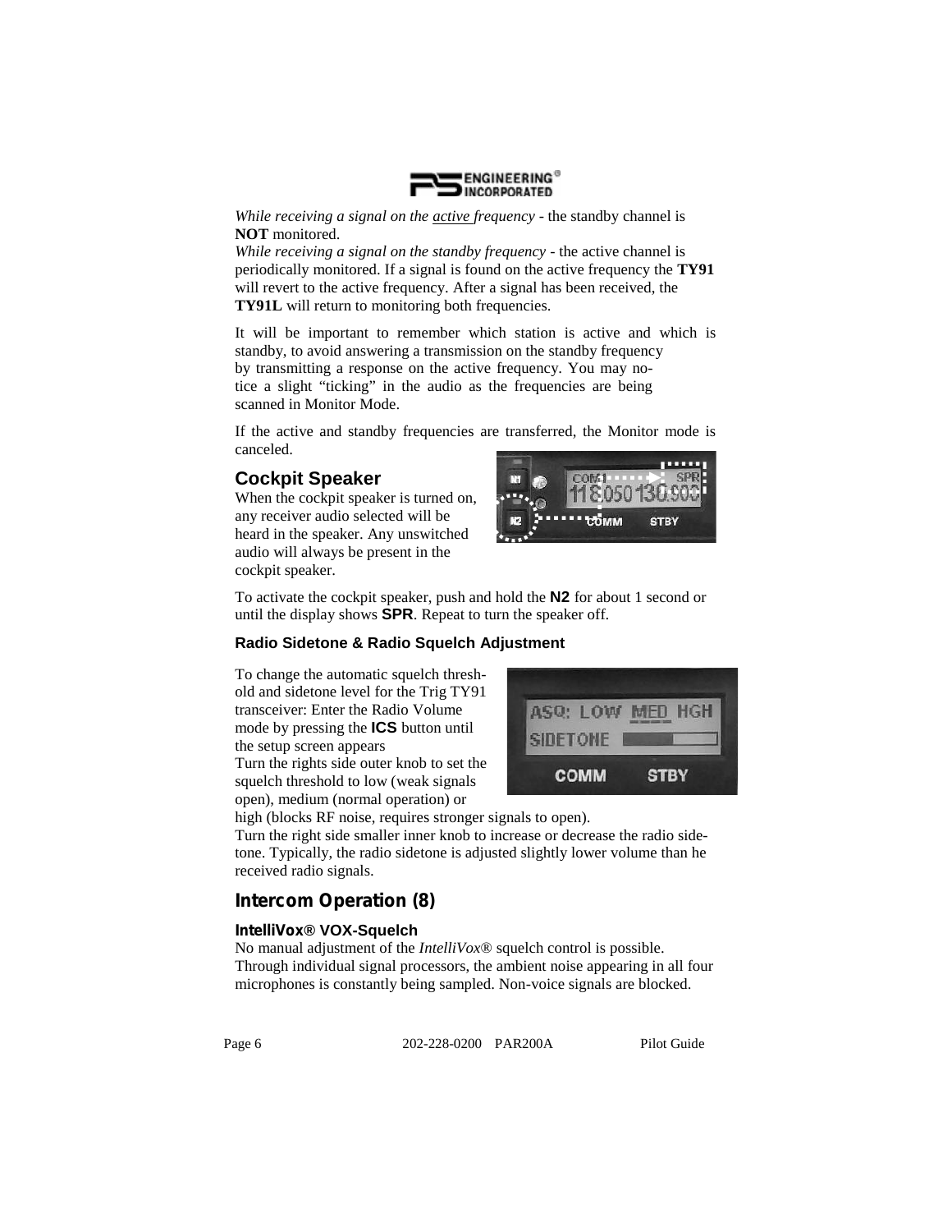*While receiving a signal on the active frequency* - the standby channel is **NOT** monitored.
*While receiving a signal on the standby frequency* - the active channel is periodically monitored. If a signal is found on the active frequency the **TY91** will revert to the active frequency. After a signal has been received, the **TY91L** will return to monitoring both frequencies.

It will be important to remember which station is active and which is standby, to avoid answering a transmission on the standby frequency by transmitting a response on the active frequency. You may notice a slight "ticking" in the audio as the frequencies are being scanned in Monitor Mode.

If the active and standby frequencies are transferred, the Monitor mode is canceled.

## Cockpit Speaker

When the cockpit speaker is turned on, any receiver audio selected will be heard in the speaker. Any unswitched audio will always be present in the cockpit speaker.

To activate the cockpit speaker, push and hold the **N2** for about 1 second or until the display shows **SPR**. Repeat to turn the speaker off.

### Radio Sidetone & Radio Squelch Adjustment

To change the automatic squelch threshold and sidetone level for the Trig TY91 transceiver: Enter the Radio Volume mode by pressing the **ICS** button until the setup screen appears
Turn the rights side outer knob to set the squelch threshold to low (weak signals open), medium (normal operation) or high (blocks RF noise, requires stronger signals to open).
Turn the right side smaller inner knob to increase or decrease the radio sidetone. Typically, the radio sidetone is adjusted slightly lower volume than he received radio signals.

## Intercom Operation (8)

### IntelliVox® VOX-Squelch

No manual adjustment of the *IntelliVox®* squelch control is possible. Through individual signal processors, the ambient noise appearing in all four microphones is constantly being sampled. Non-voice signals are blocked.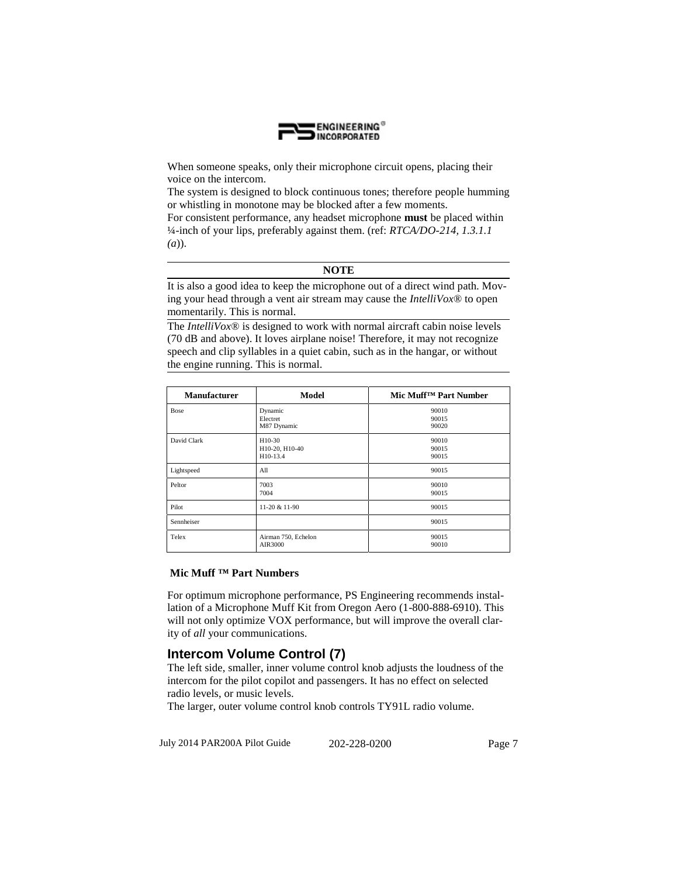When someone speaks, only their microphone circuit opens, placing their voice on the intercom.

The system is designed to block continuous tones; therefore people humming or whistling in monotone may be blocked after a few moments.

For consistent performance, any headset microphone **must** be placed within ¼-inch of your lips, preferably against them. (ref: *RTCA/DO-214, 1.3.1.1 (a)*).

**NOTE**

It is also a good idea to keep the microphone out of a direct wind path. Moving your head through a vent air stream may cause the *IntelliVox®* to open momentarily. This is normal.

The *IntelliVox®* is designed to work with normal aircraft cabin noise levels (70 dB and above). It loves airplane noise! Therefore, it may not recognize speech and clip syllables in a quiet cabin, such as in the hangar, or without the engine running. This is normal.

| Manufacturer | Model | Mic Muff™ Part Number |
|---|---|---|
| Bose | Dynamic<br>Electret<br>M87 Dynamic | 90010<br>90015<br>90020 |
| David Clark | H10-30<br>H10-20, H10-40<br>H10-13.4 | 90010<br>90015<br>90015 |
| Lightspeed | All | 90015 |
| Peltor | 7003<br>7004 | 90010<br>90015 |
| Pilot | 11-20 & 11-90 | 90015 |
| Sennheiser | | 90015 |
| Telex | Airman 750, Echelon<br>AIR3000 | 90015<br>90010 |

**Mic Muff ™ Part Numbers**

For optimum microphone performance, PS Engineering recommends installation of a Microphone Muff Kit from Oregon Aero (1-800-888-6910). This will not only optimize VOX performance, but will improve the overall clarity of *all* your communications.

## Intercom Volume Control (7)

The left side, smaller, inner volume control knob adjusts the loudness of the intercom for the pilot copilot and passengers. It has no effect on selected radio levels, or music levels.

The larger, outer volume control knob controls TY91L radio volume.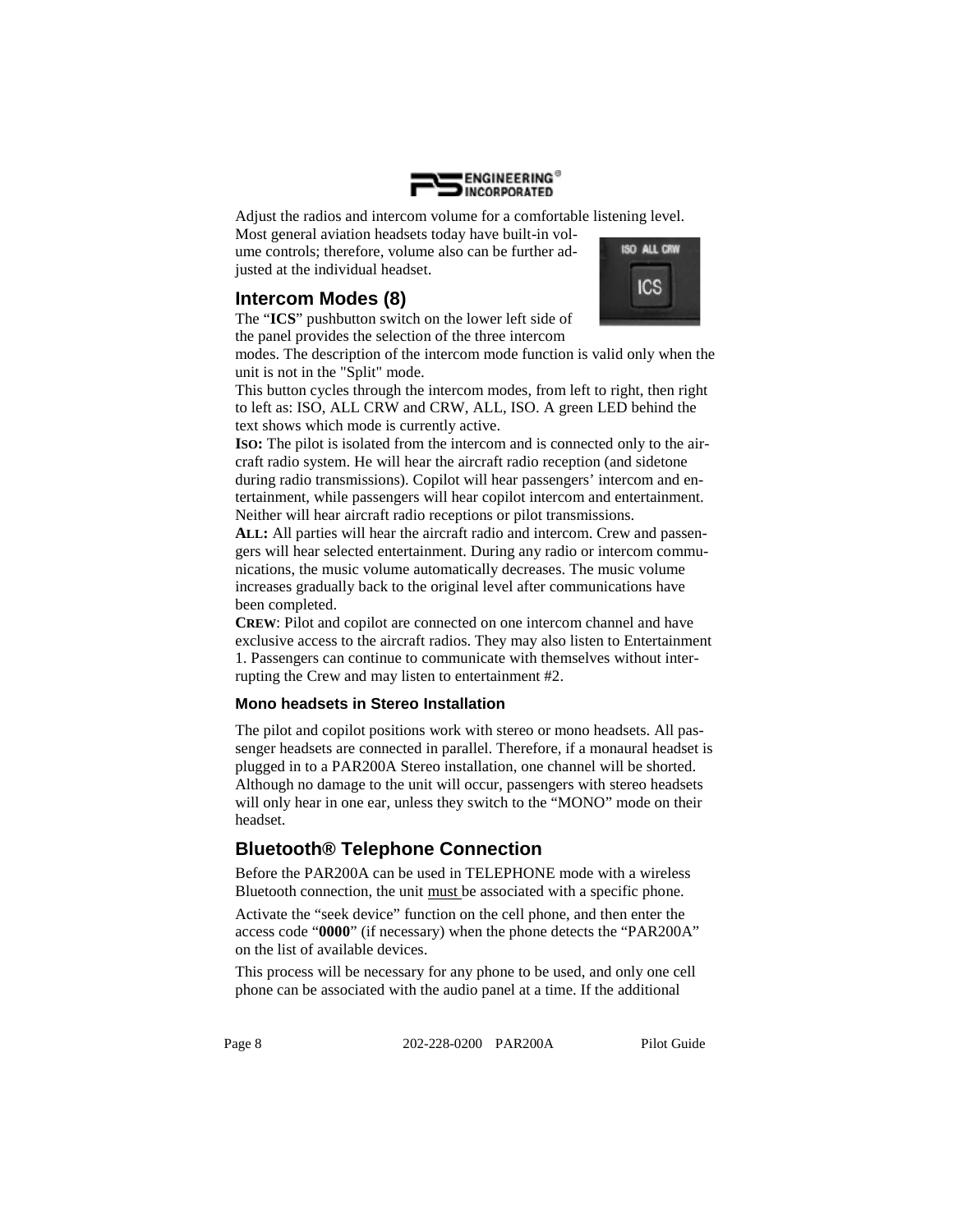Adjust the radios and intercom volume for a comfortable listening level. Most general aviation headsets today have built-in volume controls; therefore, volume also can be further adjusted at the individual headset.

## Intercom Modes (8)

The "**ICS**" pushbutton switch on the lower left side of the panel provides the selection of the three intercom modes. The description of the intercom mode function is valid only when the unit is not in the "Split" mode.

This button cycles through the intercom modes, from left to right, then right to left as: ISO, ALL CRW and CRW, ALL, ISO. A green LED behind the text shows which mode is currently active.

**ISO:** The pilot is isolated from the intercom and is connected only to the aircraft radio system. He will hear the aircraft radio reception (and sidetone during radio transmissions). Copilot will hear passengers' intercom and entertainment, while passengers will hear copilot intercom and entertainment. Neither will hear aircraft radio receptions or pilot transmissions.

**ALL:** All parties will hear the aircraft radio and intercom. Crew and passengers will hear selected entertainment. During any radio or intercom communications, the music volume automatically decreases. The music volume increases gradually back to the original level after communications have been completed.

**CREW**: Pilot and copilot are connected on one intercom channel and have exclusive access to the aircraft radios. They may also listen to Entertainment 1. Passengers can continue to communicate with themselves without interrupting the Crew and may listen to entertainment #2.

### Mono headsets in Stereo Installation

The pilot and copilot positions work with stereo or mono headsets. All passenger headsets are connected in parallel. Therefore, if a monaural headset is plugged in to a PAR200A Stereo installation, one channel will be shorted. Although no damage to the unit will occur, passengers with stereo headsets will only hear in one ear, unless they switch to the "MONO" mode on their headset.

## Bluetooth® Telephone Connection

Before the PAR200A can be used in TELEPHONE mode with a wireless Bluetooth connection, the unit must be associated with a specific phone.

Activate the "seek device" function on the cell phone, and then enter the access code "**0000**" (if necessary) when the phone detects the "PAR200A" on the list of available devices.

This process will be necessary for any phone to be used, and only one cell phone can be associated with the audio panel at a time. If the additional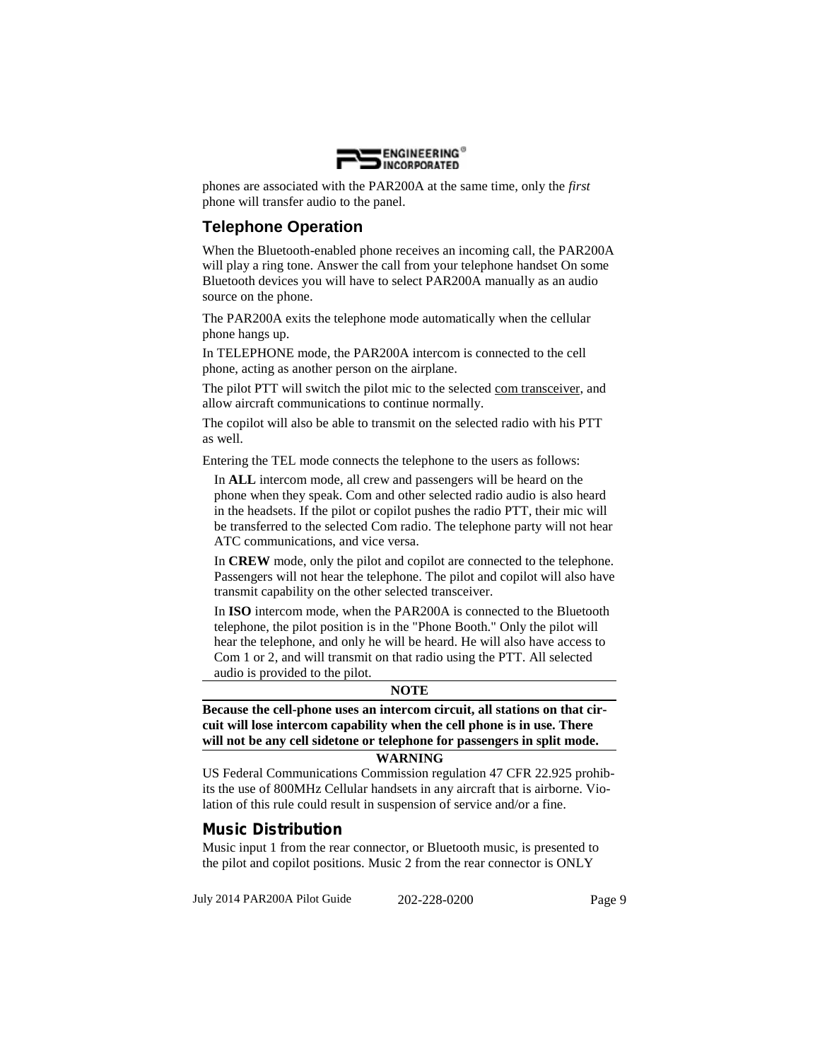phones are associated with the PAR200A at the same time, only the *first* phone will transfer audio to the panel.

## Telephone Operation

When the Bluetooth-enabled phone receives an incoming call, the PAR200A will play a ring tone. Answer the call from your telephone handset On some Bluetooth devices you will have to select PAR200A manually as an audio source on the phone.

The PAR200A exits the telephone mode automatically when the cellular phone hangs up.

In TELEPHONE mode, the PAR200A intercom is connected to the cell phone, acting as another person on the airplane.

The pilot PTT will switch the pilot mic to the selected com transceiver, and allow aircraft communications to continue normally.

The copilot will also be able to transmit on the selected radio with his PTT as well.

Entering the TEL mode connects the telephone to the users as follows:

In **ALL** intercom mode, all crew and passengers will be heard on the phone when they speak. Com and other selected radio audio is also heard in the headsets. If the pilot or copilot pushes the radio PTT, their mic will be transferred to the selected Com radio. The telephone party will not hear ATC communications, and vice versa.

In **CREW** mode, only the pilot and copilot are connected to the telephone. Passengers will not hear the telephone. The pilot and copilot will also have transmit capability on the other selected transceiver.

In **ISO** intercom mode, when the PAR200A is connected to the Bluetooth telephone, the pilot position is in the "Phone Booth." Only the pilot will hear the telephone, and only he will be heard. He will also have access to Com 1 or 2, and will transmit on that radio using the PTT. All selected audio is provided to the pilot.

**NOTE**

**Because the cell-phone uses an intercom circuit, all stations on that circuit will lose intercom capability when the cell phone is in use. There will not be any cell sidetone or telephone for passengers in split mode.**

**WARNING**

US Federal Communications Commission regulation 47 CFR 22.925 prohibits the use of 800MHz Cellular handsets in any aircraft that is airborne. Violation of this rule could result in suspension of service and/or a fine.

## Music Distribution

Music input 1 from the rear connector, or Bluetooth music, is presented to the pilot and copilot positions. Music 2 from the rear connector is ONLY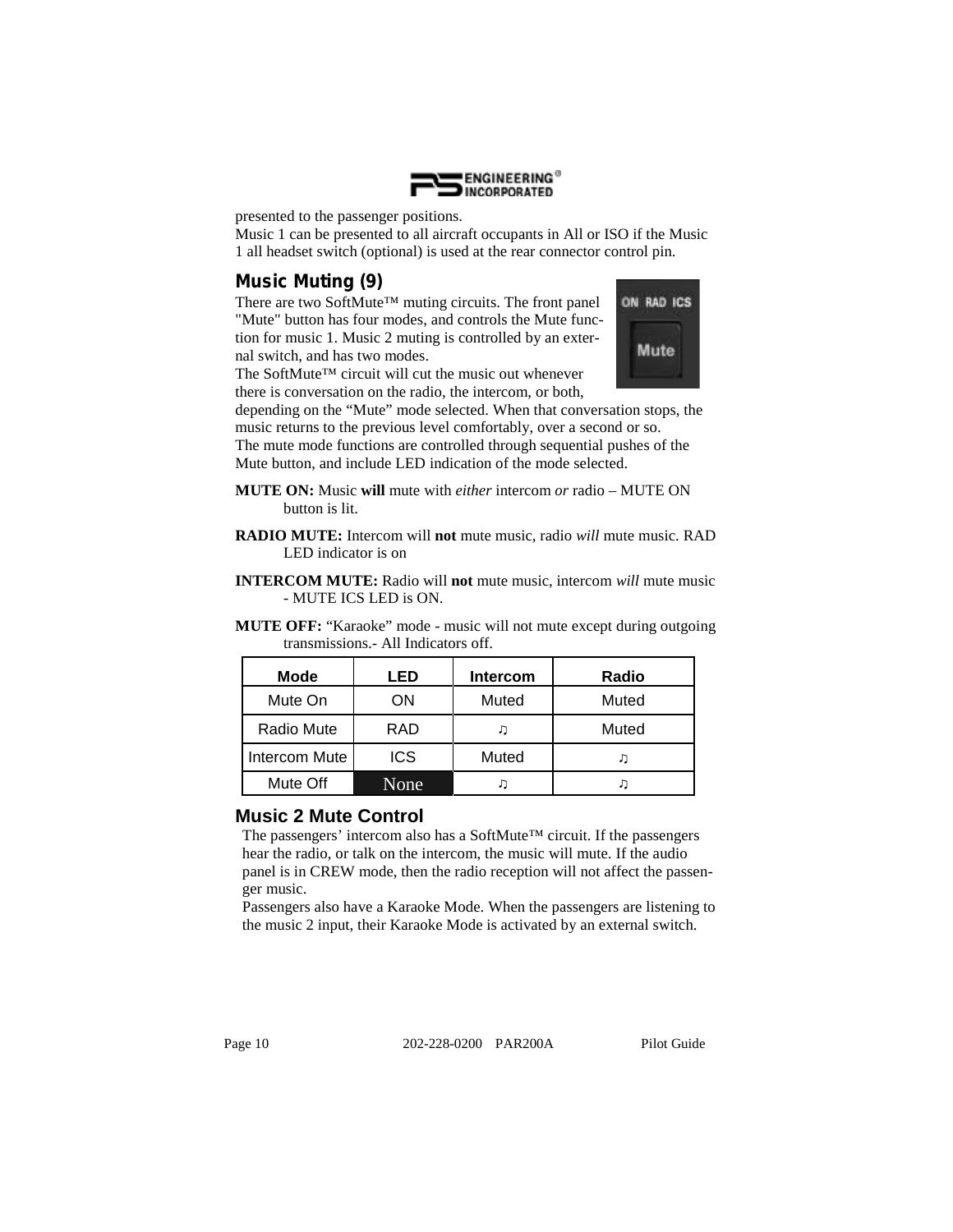presented to the passenger positions.
Music 1 can be presented to all aircraft occupants in All or ISO if the Music 1 all headset switch (optional) is used at the rear connector control pin.

## Music Muting (9)

There are two SoftMute™ muting circuits. The front panel "Mute" button has four modes, and controls the Mute function for music 1. Music 2 muting is controlled by an external switch, and has two modes.
The SoftMute™ circuit will cut the music out whenever there is conversation on the radio, the intercom, or both, depending on the "Mute" mode selected. When that conversation stops, the music returns to the previous level comfortably, over a second or so.
The mute mode functions are controlled through sequential pushes of the Mute button, and include LED indication of the mode selected.

**MUTE ON:** Music **will** mute with *either* intercom *or* radio – MUTE ON button is lit.

**RADIO MUTE:** Intercom will **not** mute music, radio *will* mute music. RAD LED indicator is on

**INTERCOM MUTE:** Radio will **not** mute music, intercom *will* mute music - MUTE ICS LED is ON.

**MUTE OFF:** "Karaoke" mode - music will not mute except during outgoing transmissions.- All Indicators off.

| Mode | LED | Intercom | Radio |
|---|---|---|---|
| Mute On | ON | Muted | Muted |
| Radio Mute | RAD | ♫ | Muted |
| Intercom Mute | ICS | Muted | ♫ |
| Mute Off | None | ♫ | ♫ |

## Music 2 Mute Control

The passengers' intercom also has a SoftMute™ circuit. If the passengers hear the radio, or talk on the intercom, the music will mute. If the audio panel is in CREW mode, then the radio reception will not affect the passenger music.
Passengers also have a Karaoke Mode. When the passengers are listening to the music 2 input, their Karaoke Mode is activated by an external switch.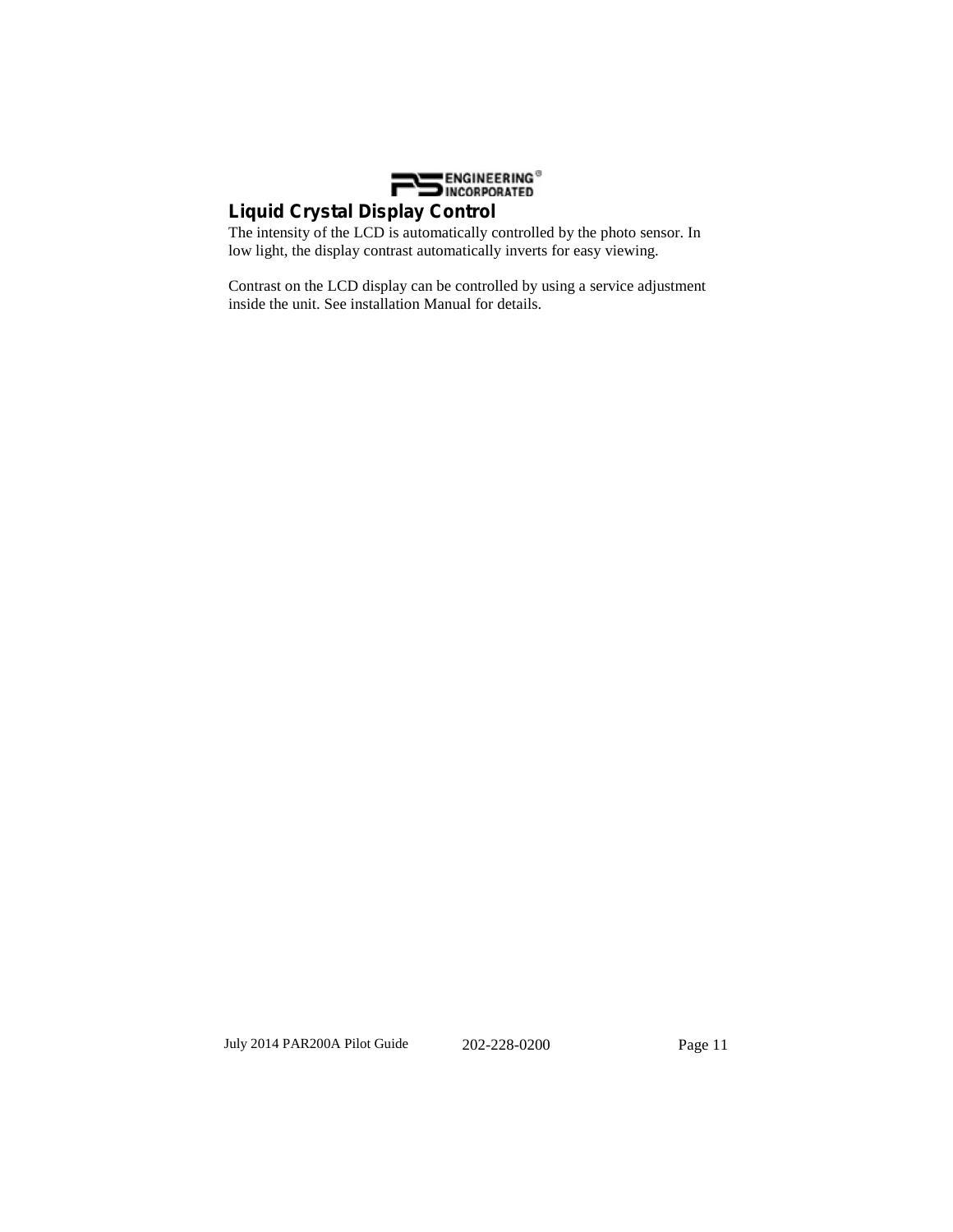## Liquid Crystal Display Control

The intensity of the LCD is automatically controlled by the photo sensor. In low light, the display contrast automatically inverts for easy viewing.

Contrast on the LCD display can be controlled by using a service adjustment inside the unit. See installation Manual for details.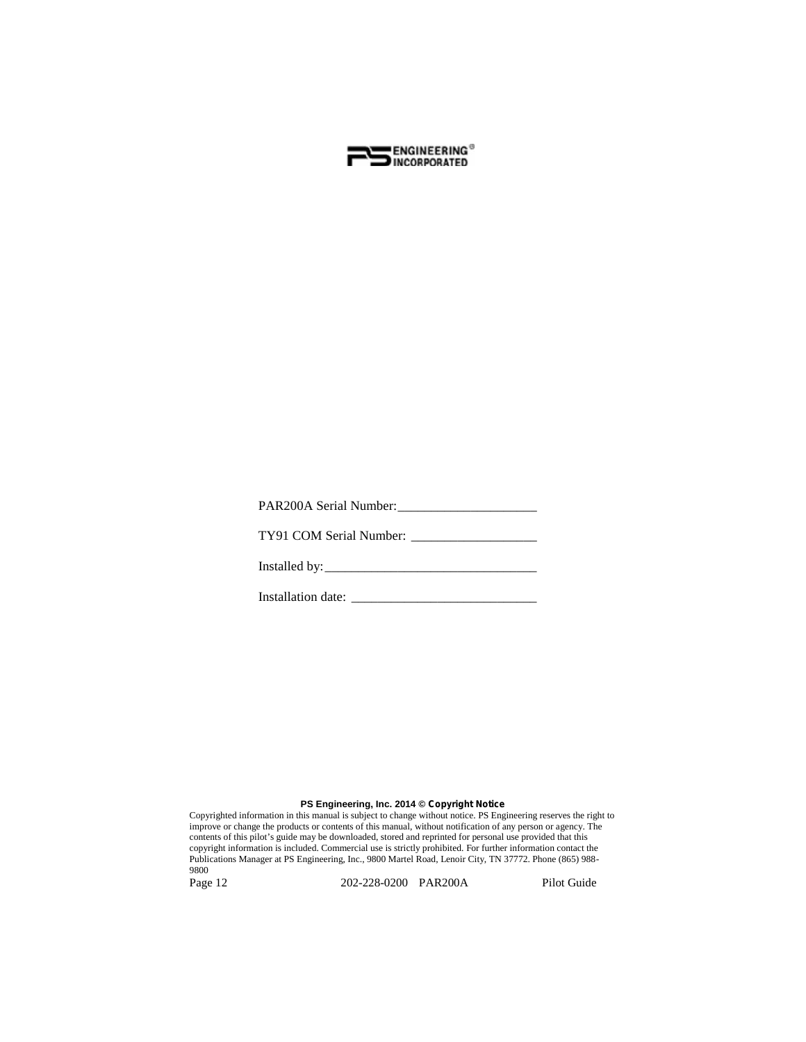PS ENGINEERING INCORPORATED

PAR200A Serial Number:_____________________

TY91 COM Serial Number: ___________________

Installed by:________________________________

Installation date: ____________________________

**PS Engineering, Inc. 2014 © Copyright Notice**

Copyrighted information in this manual is subject to change without notice. PS Engineering reserves the right to improve or change the products or contents of this manual, without notification of any person or agency. The contents of this pilot's guide may be downloaded, stored and reprinted for personal use provided that this copyright information is included. Commercial use is strictly prohibited. For further information contact the Publications Manager at PS Engineering, Inc., 9800 Martel Road, Lenoir City, TN 37772. Phone (865) 988-9800